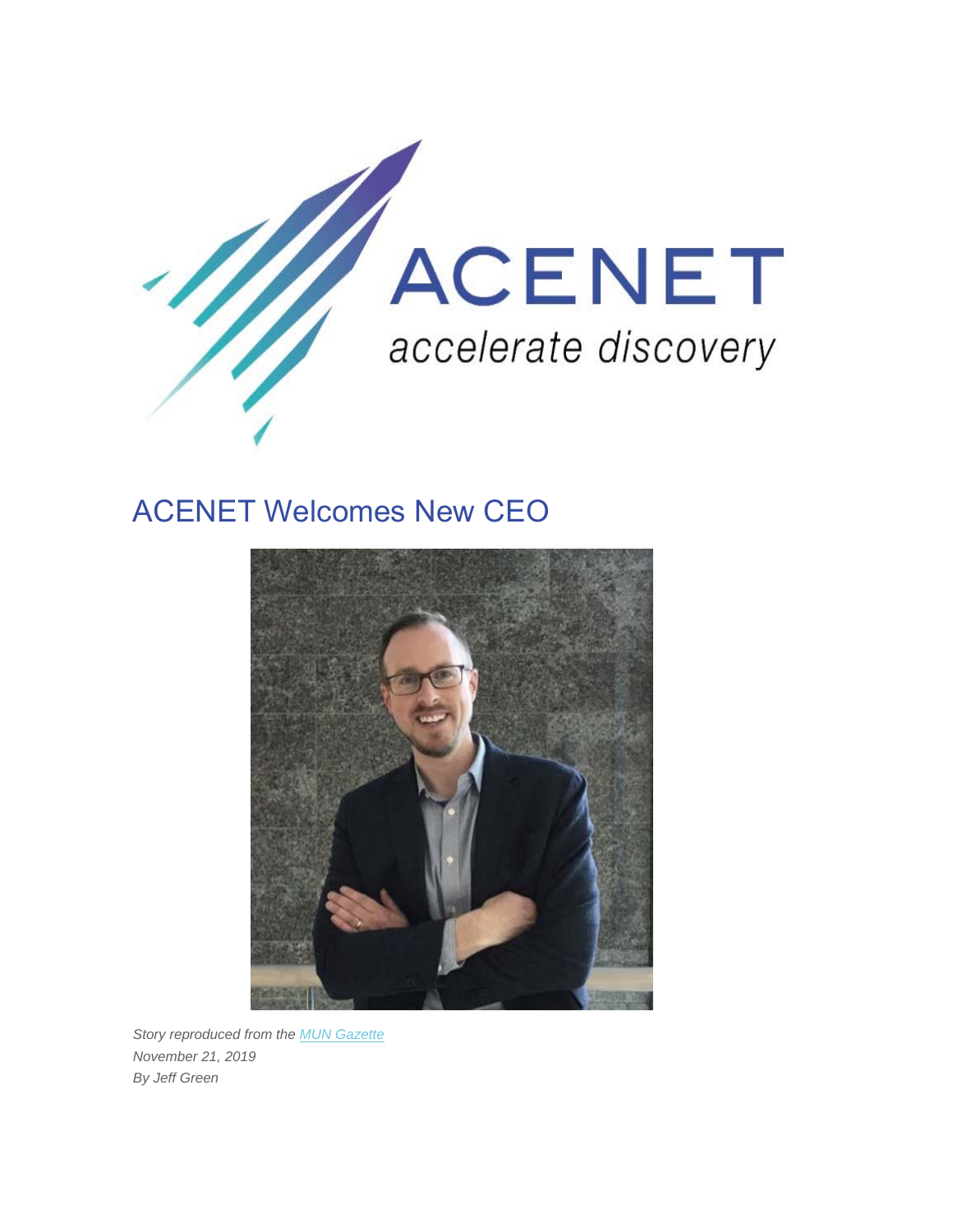ACENET

*accelerate discovery*

# ACENET Welcomes New CEO

*Story reproduced from the [MUN Gazette]*
*November 21, 2019*
*By Jeff Green*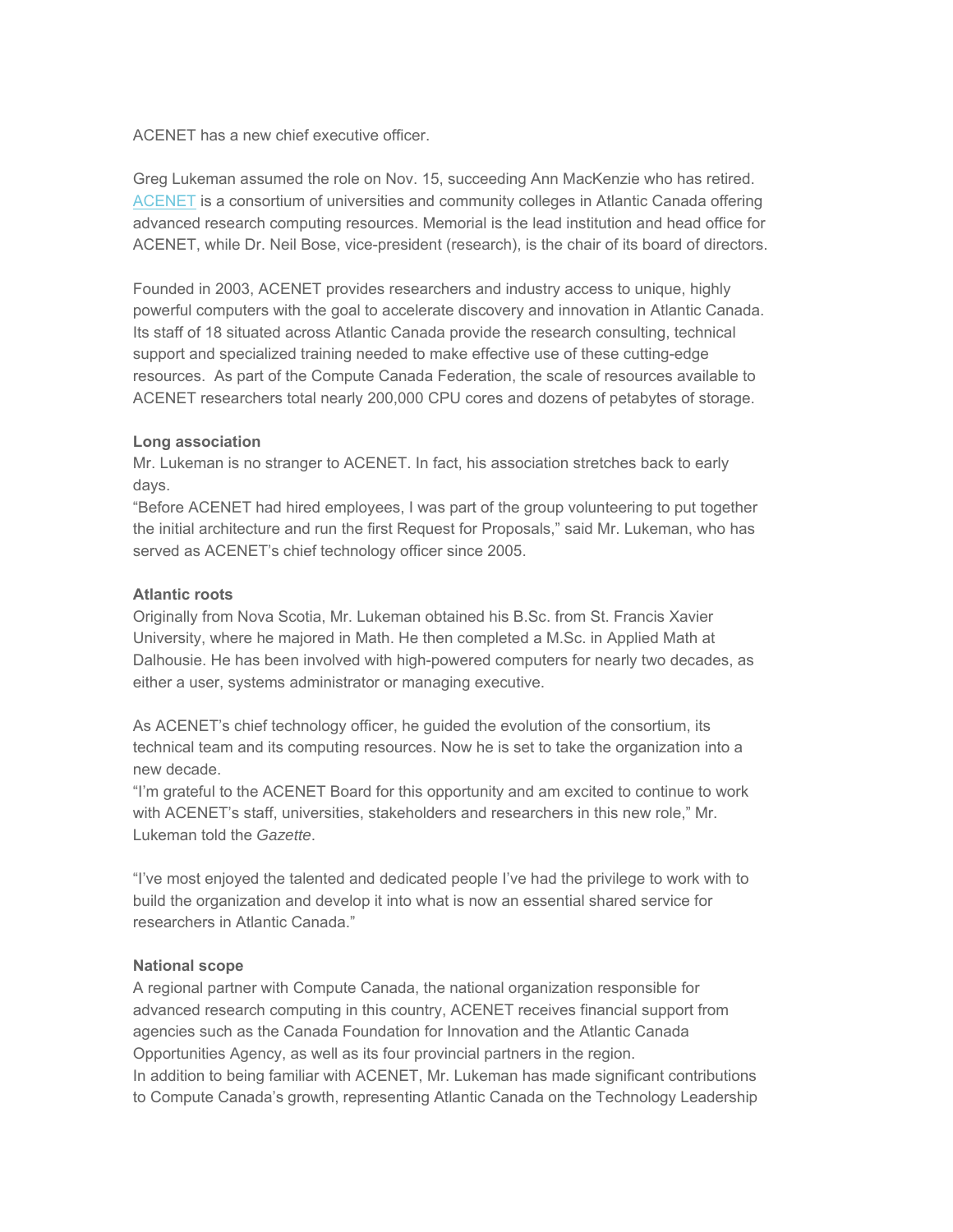ACENET has a new chief executive officer.

Greg Lukeman assumed the role on Nov. 15, succeeding Ann MacKenzie who has retired. ACENET is a consortium of universities and community colleges in Atlantic Canada offering advanced research computing resources. Memorial is the lead institution and head office for ACENET, while Dr. Neil Bose, vice-president (research), is the chair of its board of directors.

Founded in 2003, ACENET provides researchers and industry access to unique, highly powerful computers with the goal to accelerate discovery and innovation in Atlantic Canada. Its staff of 18 situated across Atlantic Canada provide the research consulting, technical support and specialized training needed to make effective use of these cutting-edge resources. As part of the Compute Canada Federation, the scale of resources available to ACENET researchers total nearly 200,000 CPU cores and dozens of petabytes of storage.

**Long association**

Mr. Lukeman is no stranger to ACENET. In fact, his association stretches back to early days.

"Before ACENET had hired employees, I was part of the group volunteering to put together the initial architecture and run the first Request for Proposals," said Mr. Lukeman, who has served as ACENET's chief technology officer since 2005.

**Atlantic roots**

Originally from Nova Scotia, Mr. Lukeman obtained his B.Sc. from St. Francis Xavier University, where he majored in Math. He then completed a M.Sc. in Applied Math at Dalhousie. He has been involved with high-powered computers for nearly two decades, as either a user, systems administrator or managing executive.

As ACENET's chief technology officer, he guided the evolution of the consortium, its technical team and its computing resources. Now he is set to take the organization into a new decade.

"I'm grateful to the ACENET Board for this opportunity and am excited to continue to work with ACENET's staff, universities, stakeholders and researchers in this new role," Mr. Lukeman told the *Gazette*.

"I've most enjoyed the talented and dedicated people I've had the privilege to work with to build the organization and develop it into what is now an essential shared service for researchers in Atlantic Canada."

**National scope**

A regional partner with Compute Canada, the national organization responsible for advanced research computing in this country, ACENET receives financial support from agencies such as the Canada Foundation for Innovation and the Atlantic Canada Opportunities Agency, as well as its four provincial partners in the region.

In addition to being familiar with ACENET, Mr. Lukeman has made significant contributions to Compute Canada's growth, representing Atlantic Canada on the Technology Leadership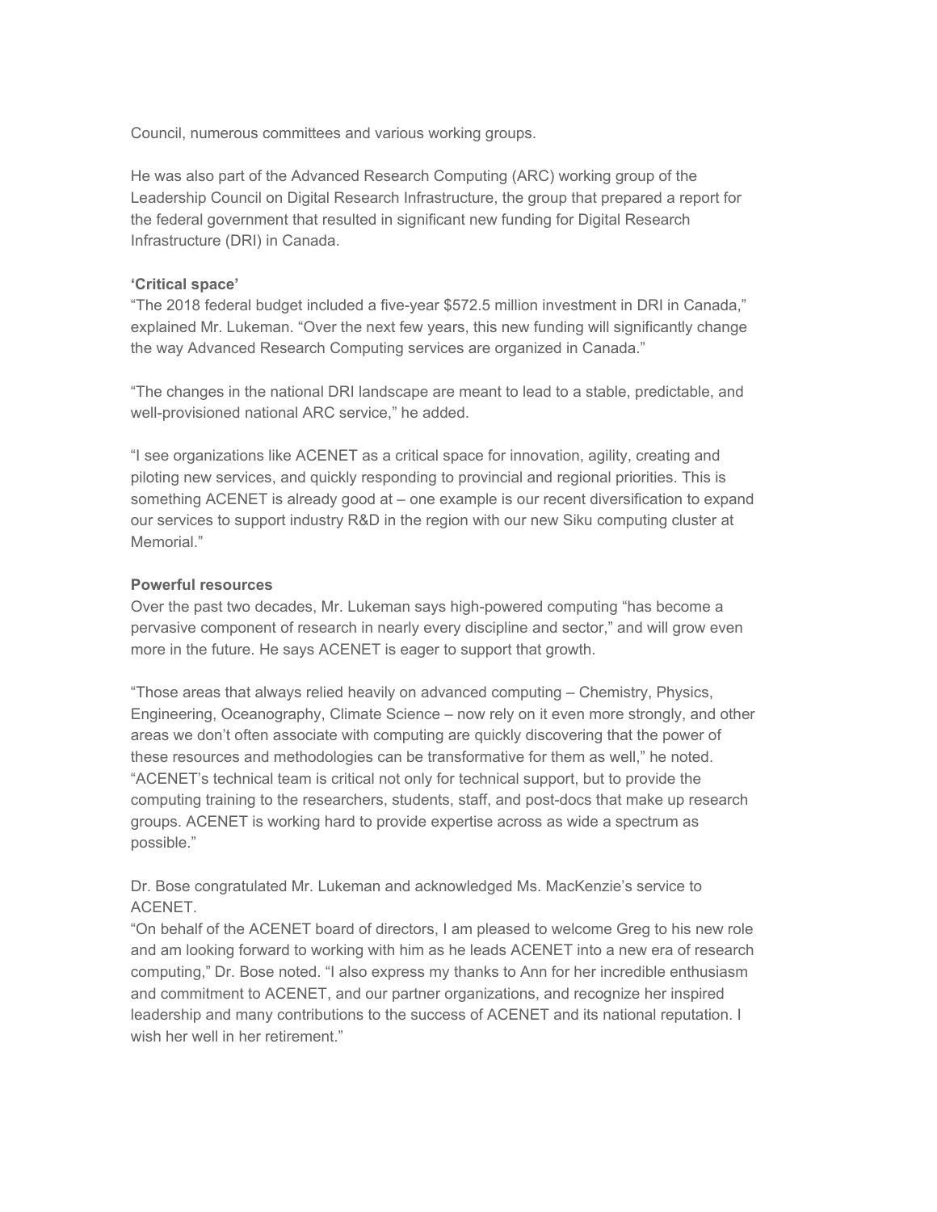Council, numerous committees and various working groups.

He was also part of the Advanced Research Computing (ARC) working group of the Leadership Council on Digital Research Infrastructure, the group that prepared a report for the federal government that resulted in significant new funding for Digital Research Infrastructure (DRI) in Canada.

**‘Critical space’**

“The 2018 federal budget included a five-year $572.5 million investment in DRI in Canada,” explained Mr. Lukeman. “Over the next few years, this new funding will significantly change the way Advanced Research Computing services are organized in Canada.”

“The changes in the national DRI landscape are meant to lead to a stable, predictable, and well-provisioned national ARC service,” he added.

“I see organizations like ACENET as a critical space for innovation, agility, creating and piloting new services, and quickly responding to provincial and regional priorities. This is something ACENET is already good at – one example is our recent diversification to expand our services to support industry R&D in the region with our new Siku computing cluster at Memorial.”

**Powerful resources**

Over the past two decades, Mr. Lukeman says high-powered computing “has become a pervasive component of research in nearly every discipline and sector,” and will grow even more in the future. He says ACENET is eager to support that growth.

“Those areas that always relied heavily on advanced computing – Chemistry, Physics, Engineering, Oceanography, Climate Science – now rely on it even more strongly, and other areas we don’t often associate with computing are quickly discovering that the power of these resources and methodologies can be transformative for them as well,” he noted. “ACENET’s technical team is critical not only for technical support, but to provide the computing training to the researchers, students, staff, and post-docs that make up research groups. ACENET is working hard to provide expertise across as wide a spectrum as possible.”

Dr. Bose congratulated Mr. Lukeman and acknowledged Ms. MacKenzie’s service to ACENET.

“On behalf of the ACENET board of directors, I am pleased to welcome Greg to his new role and am looking forward to working with him as he leads ACENET into a new era of research computing,” Dr. Bose noted. “I also express my thanks to Ann for her incredible enthusiasm and commitment to ACENET, and our partner organizations, and recognize her inspired leadership and many contributions to the success of ACENET and its national reputation. I wish her well in her retirement.”